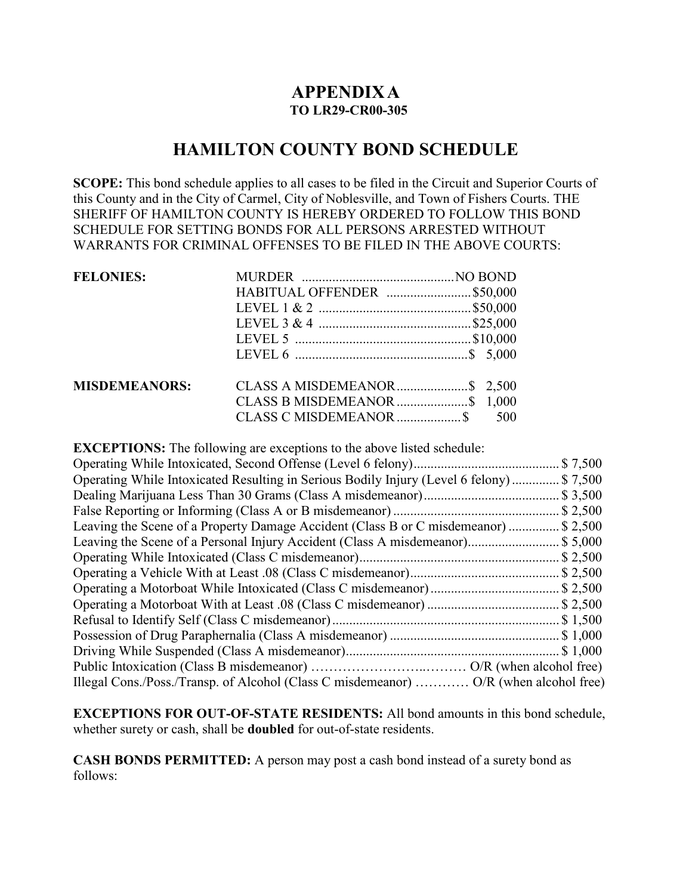# APPENDIX A

### TO LR29-CR00-305

## HAMILTON COUNTY BOND SCHEDULE

**SCOPE:** This bond schedule applies to all cases to be filed in the Circuit and Superior Courts of this County and in the City of Carmel, City of Noblesville, and Town of Fishers Courts. THE SHERIFF OF HAMILTON COUNTY IS HEREBY ORDERED TO FOLLOW THIS BOND SCHEDULE FOR SETTING BONDS FOR ALL PERSONS ARRESTED WITHOUT WARRANTS FOR CRIMINAL OFFENSES TO BE FILED IN THE ABOVE COURTS:

| | | |
|---|---|---|
| **FELONIES:** | MURDER | NO BOND |
| | HABITUAL OFFENDER | $50,000 |
| | LEVEL 1 & 2 | $50,000 |
| | LEVEL 3 & 4 | $25,000 |
| | LEVEL 5 | $10,000 |
| | LEVEL 6 | $ 5,000 |
| **MISDEMEANORS:** | CLASS A MISDEMEANOR | $ 2,500 |
| | CLASS B MISDEMEANOR | $ 1,000 |
| | CLASS C MISDEMEANOR | $ 500 |

**EXCEPTIONS:** The following are exceptions to the above listed schedule:

| | |
|---|---|
| Operating While Intoxicated, Second Offense (Level 6 felony) | $ 7,500 |
| Operating While Intoxicated Resulting in Serious Bodily Injury (Level 6 felony) | $ 7,500 |
| Dealing Marijuana Less Than 30 Grams (Class A misdemeanor) | $ 3,500 |
| False Reporting or Informing (Class A or B misdemeanor) | $ 2,500 |
| Leaving the Scene of a Property Damage Accident (Class B or C misdemeanor) | $ 2,500 |
| Leaving the Scene of a Personal Injury Accident (Class A misdemeanor) | $ 5,000 |
| Operating While Intoxicated (Class C misdemeanor) | $ 2,500 |
| Operating a Vehicle With at Least .08 (Class C misdemeanor) | $ 2,500 |
| Operating a Motorboat While Intoxicated (Class C misdemeanor) | $ 2,500 |
| Operating a Motorboat With at Least .08 (Class C misdemeanor) | $ 2,500 |
| Refusal to Identify Self (Class C misdemeanor) | $ 1,500 |
| Possession of Drug Paraphernalia (Class A misdemeanor) | $ 1,000 |
| Driving While Suspended (Class A misdemeanor) | $ 1,000 |
| Public Intoxication (Class B misdemeanor) | O/R (when alcohol free) |
| Illegal Cons./Poss./Transp. of Alcohol (Class C misdemeanor) | O/R (when alcohol free) |

**EXCEPTIONS FOR OUT-OF-STATE RESIDENTS:** All bond amounts in this bond schedule, whether surety or cash, shall be **doubled** for out-of-state residents.

**CASH BONDS PERMITTED:** A person may post a cash bond instead of a surety bond as follows: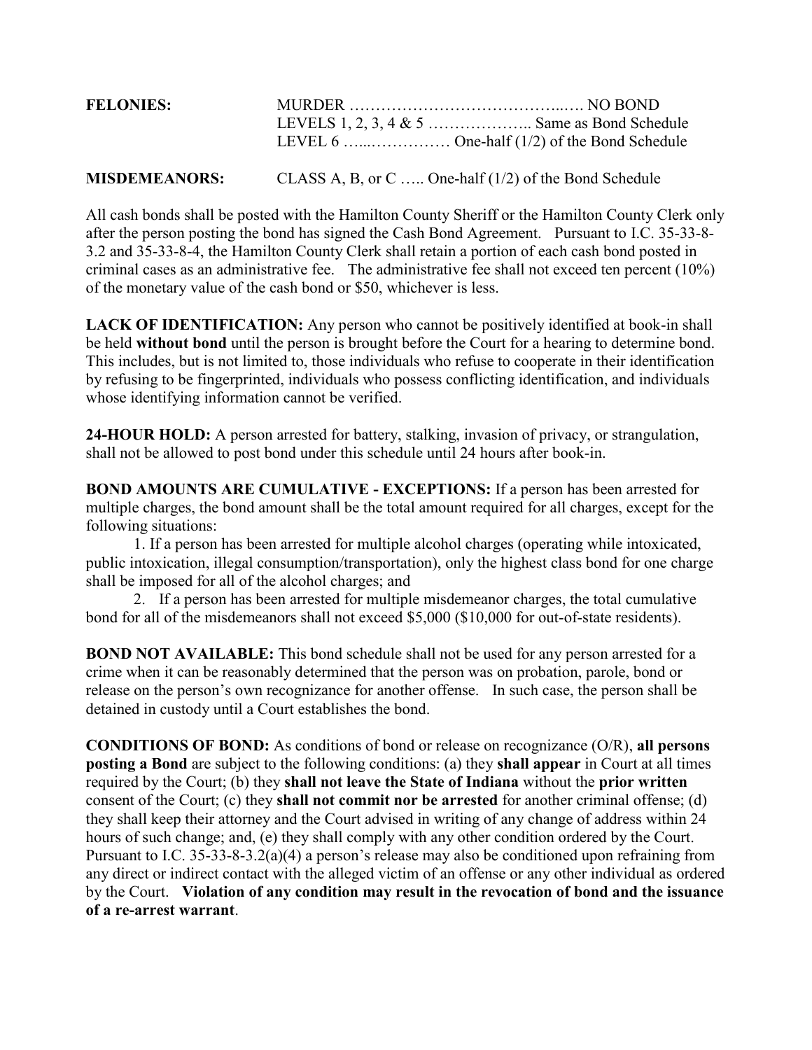**FELONIES:** MURDER …………………………………..…. NO BOND
LEVELS 1, 2, 3, 4 & 5 ……………….. Same as Bond Schedule
LEVEL 6 …...…………… One-half (1/2) of the Bond Schedule

**MISDEMEANORS:** CLASS A, B, or C ….. One-half (1/2) of the Bond Schedule

All cash bonds shall be posted with the Hamilton County Sheriff or the Hamilton County Clerk only after the person posting the bond has signed the Cash Bond Agreement. Pursuant to I.C. 35-33-8-3.2 and 35-33-8-4, the Hamilton County Clerk shall retain a portion of each cash bond posted in criminal cases as an administrative fee. The administrative fee shall not exceed ten percent (10%) of the monetary value of the cash bond or $50, whichever is less.

**LACK OF IDENTIFICATION:** Any person who cannot be positively identified at book-in shall be held **without bond** until the person is brought before the Court for a hearing to determine bond. This includes, but is not limited to, those individuals who refuse to cooperate in their identification by refusing to be fingerprinted, individuals who possess conflicting identification, and individuals whose identifying information cannot be verified.

**24-HOUR HOLD:** A person arrested for battery, stalking, invasion of privacy, or strangulation, shall not be allowed to post bond under this schedule until 24 hours after book-in.

**BOND AMOUNTS ARE CUMULATIVE - EXCEPTIONS:** If a person has been arrested for multiple charges, the bond amount shall be the total amount required for all charges, except for the following situations:

1. If a person has been arrested for multiple alcohol charges (operating while intoxicated, public intoxication, illegal consumption/transportation), only the highest class bond for one charge shall be imposed for all of the alcohol charges; and
2. If a person has been arrested for multiple misdemeanor charges, the total cumulative bond for all of the misdemeanors shall not exceed $5,000 ($10,000 for out-of-state residents).

**BOND NOT AVAILABLE:** This bond schedule shall not be used for any person arrested for a crime when it can be reasonably determined that the person was on probation, parole, bond or release on the person's own recognizance for another offense. In such case, the person shall be detained in custody until a Court establishes the bond.

**CONDITIONS OF BOND:** As conditions of bond or release on recognizance (O/R), **all persons posting a Bond** are subject to the following conditions: (a) they **shall appear** in Court at all times required by the Court; (b) they **shall not leave the State of Indiana** without the **prior written** consent of the Court; (c) they **shall not commit nor be arrested** for another criminal offense; (d) they shall keep their attorney and the Court advised in writing of any change of address within 24 hours of such change; and, (e) they shall comply with any other condition ordered by the Court. Pursuant to I.C. 35-33-8-3.2(a)(4) a person's release may also be conditioned upon refraining from any direct or indirect contact with the alleged victim of an offense or any other individual as ordered by the Court. **Violation of any condition may result in the revocation of bond and the issuance of a re-arrest warrant**.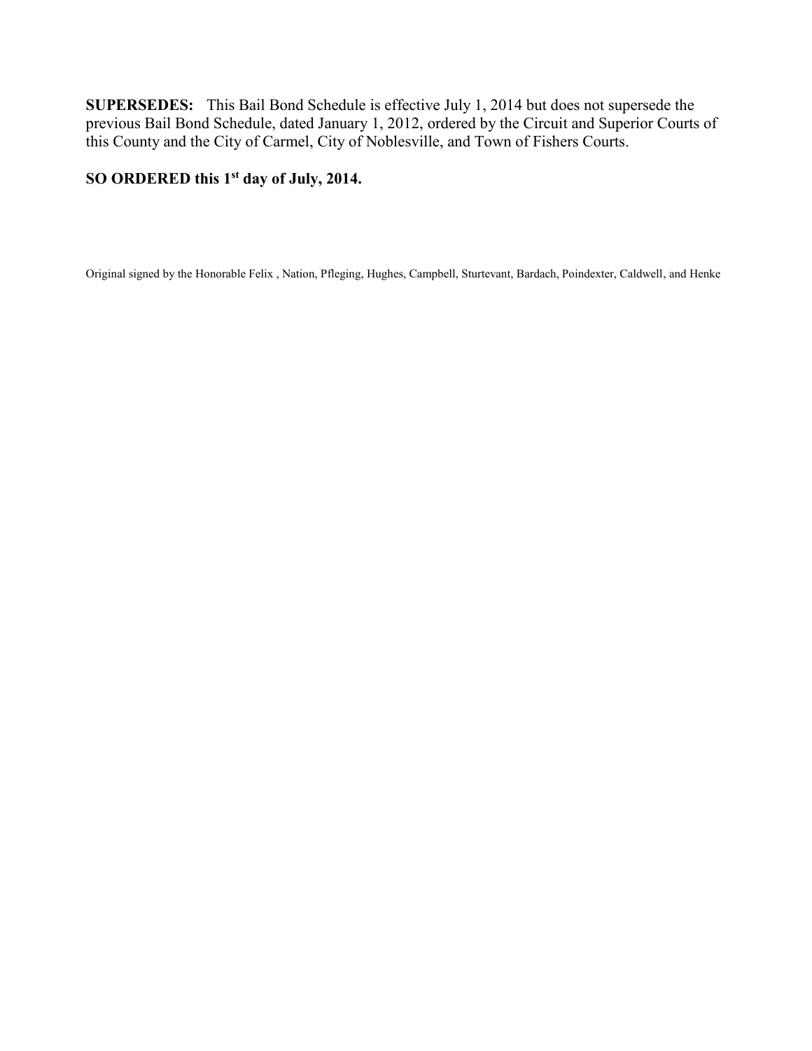**SUPERSEDES:** This Bail Bond Schedule is effective July 1, 2014 but does not supersede the previous Bail Bond Schedule, dated January 1, 2012, ordered by the Circuit and Superior Courts of this County and the City of Carmel, City of Noblesville, and Town of Fishers Courts.

**SO ORDERED this 1st day of July, 2014.**

Original signed by the Honorable Felix , Nation, Pfleging, Hughes, Campbell, Sturtevant, Bardach, Poindexter, Caldwell, and Henke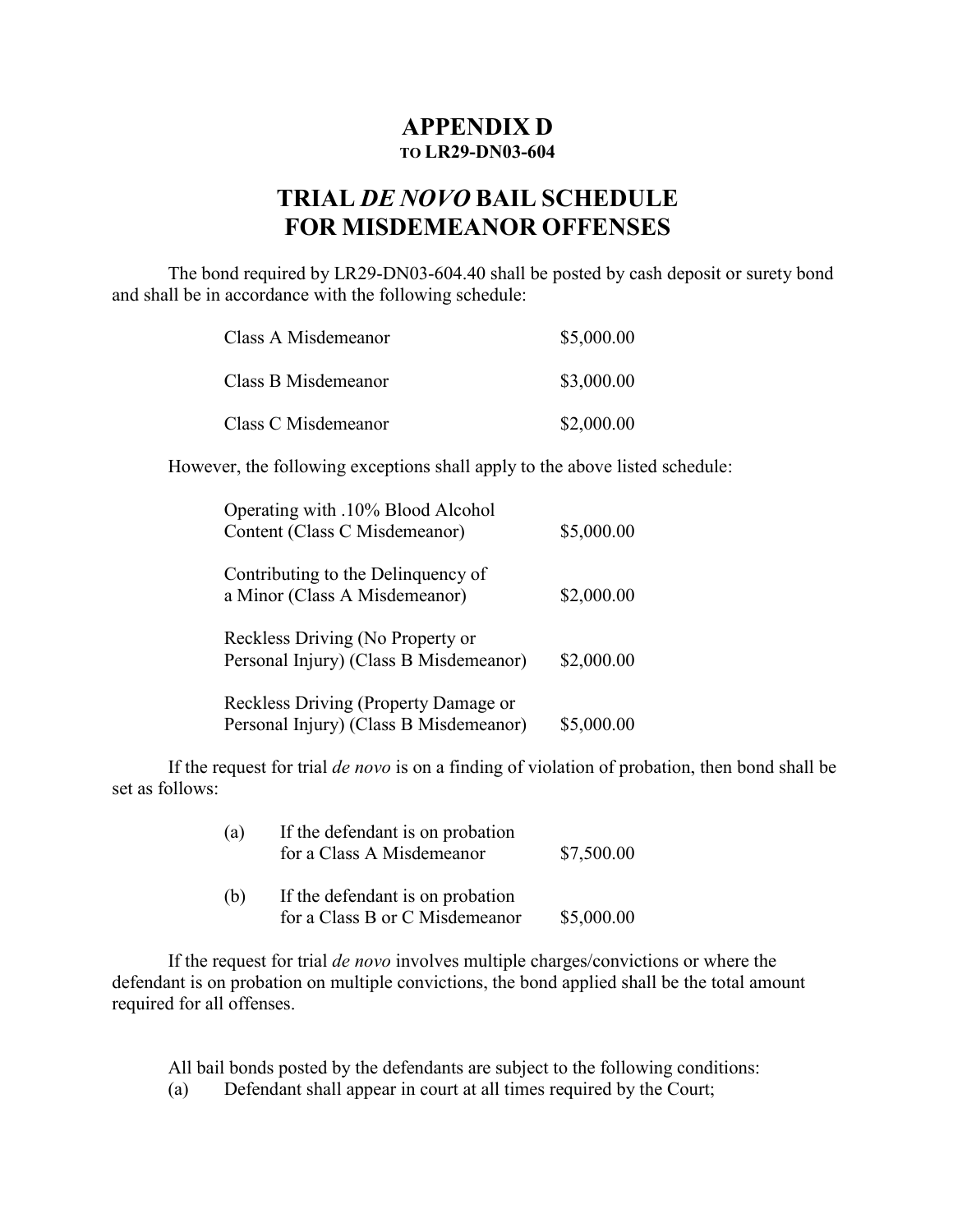# APPENDIX D

**TO LR29-DN03-604**

## TRIAL *DE NOVO* BAIL SCHEDULE FOR MISDEMEANOR OFFENSES

The bond required by LR29-DN03-604.40 shall be posted by cash deposit or surety bond and shall be in accordance with the following schedule:

| | |
|---|---|
| Class A Misdemeanor | $5,000.00 |
| Class B Misdemeanor | $3,000.00 |
| Class C Misdemeanor | $2,000.00 |

However, the following exceptions shall apply to the above listed schedule:

| | |
|---|---|
| Operating with .10% Blood Alcohol Content (Class C Misdemeanor) | $5,000.00 |
| Contributing to the Delinquency of a Minor (Class A Misdemeanor) | $2,000.00 |
| Reckless Driving (No Property or Personal Injury) (Class B Misdemeanor) | $2,000.00 |
| Reckless Driving (Property Damage or Personal Injury) (Class B Misdemeanor) | $5,000.00 |

If the request for trial *de novo* is on a finding of violation of probation, then bond shall be set as follows:

| | | |
|---|---|---|
| (a) | If the defendant is on probation for a Class A Misdemeanor | $7,500.00 |
| (b) | If the defendant is on probation for a Class B or C Misdemeanor | $5,000.00 |

If the request for trial *de novo* involves multiple charges/convictions or where the defendant is on probation on multiple convictions, the bond applied shall be the total amount required for all offenses.

All bail bonds posted by the defendants are subject to the following conditions:

(a) Defendant shall appear in court at all times required by the Court;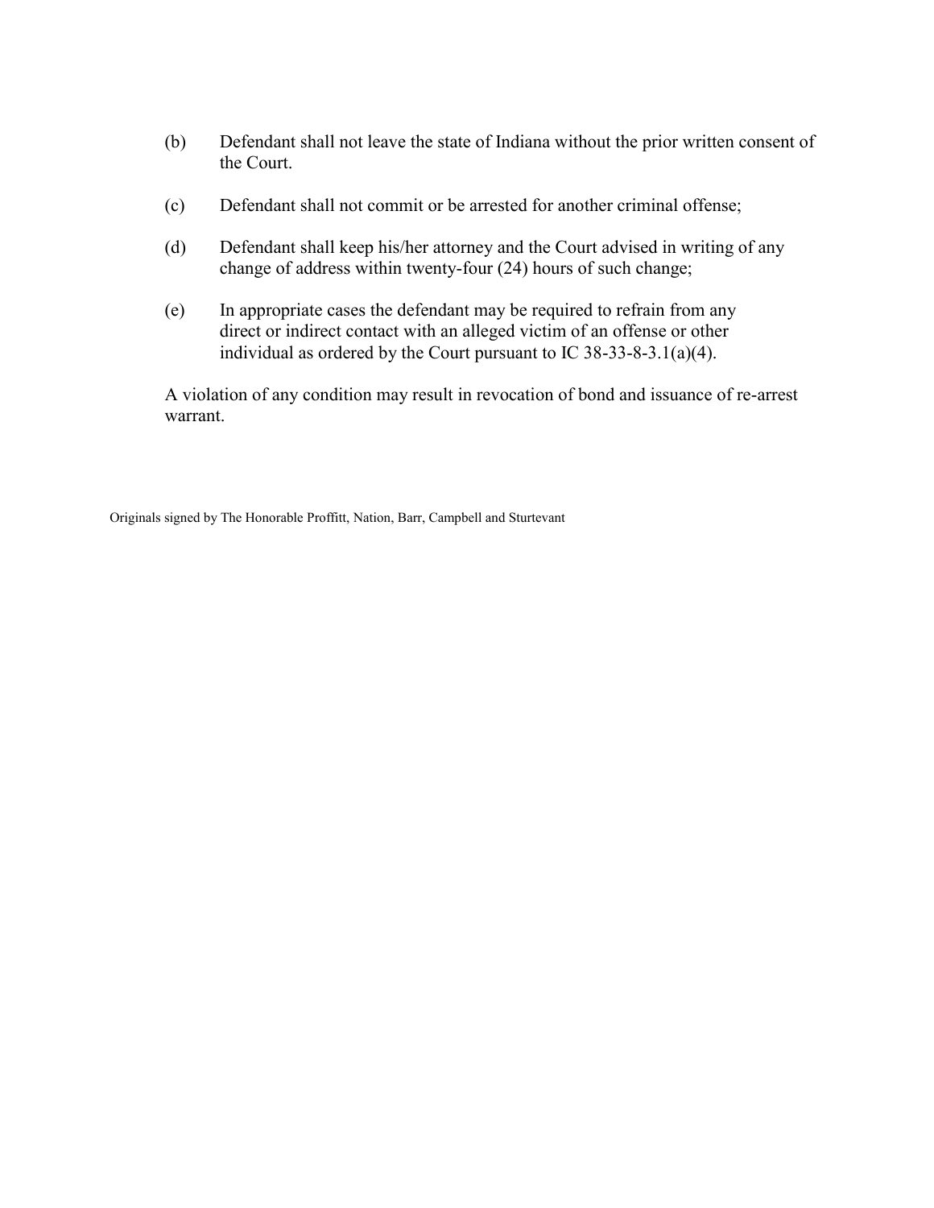(b) Defendant shall not leave the state of Indiana without the prior written consent of the Court.

(c) Defendant shall not commit or be arrested for another criminal offense;

(d) Defendant shall keep his/her attorney and the Court advised in writing of any change of address within twenty-four (24) hours of such change;

(e) In appropriate cases the defendant may be required to refrain from any direct or indirect contact with an alleged victim of an offense or other individual as ordered by the Court pursuant to IC 38-33-8-3.1(a)(4).

A violation of any condition may result in revocation of bond and issuance of re-arrest warrant.

Originals signed by The Honorable Proffitt, Nation, Barr, Campbell and Sturtevant